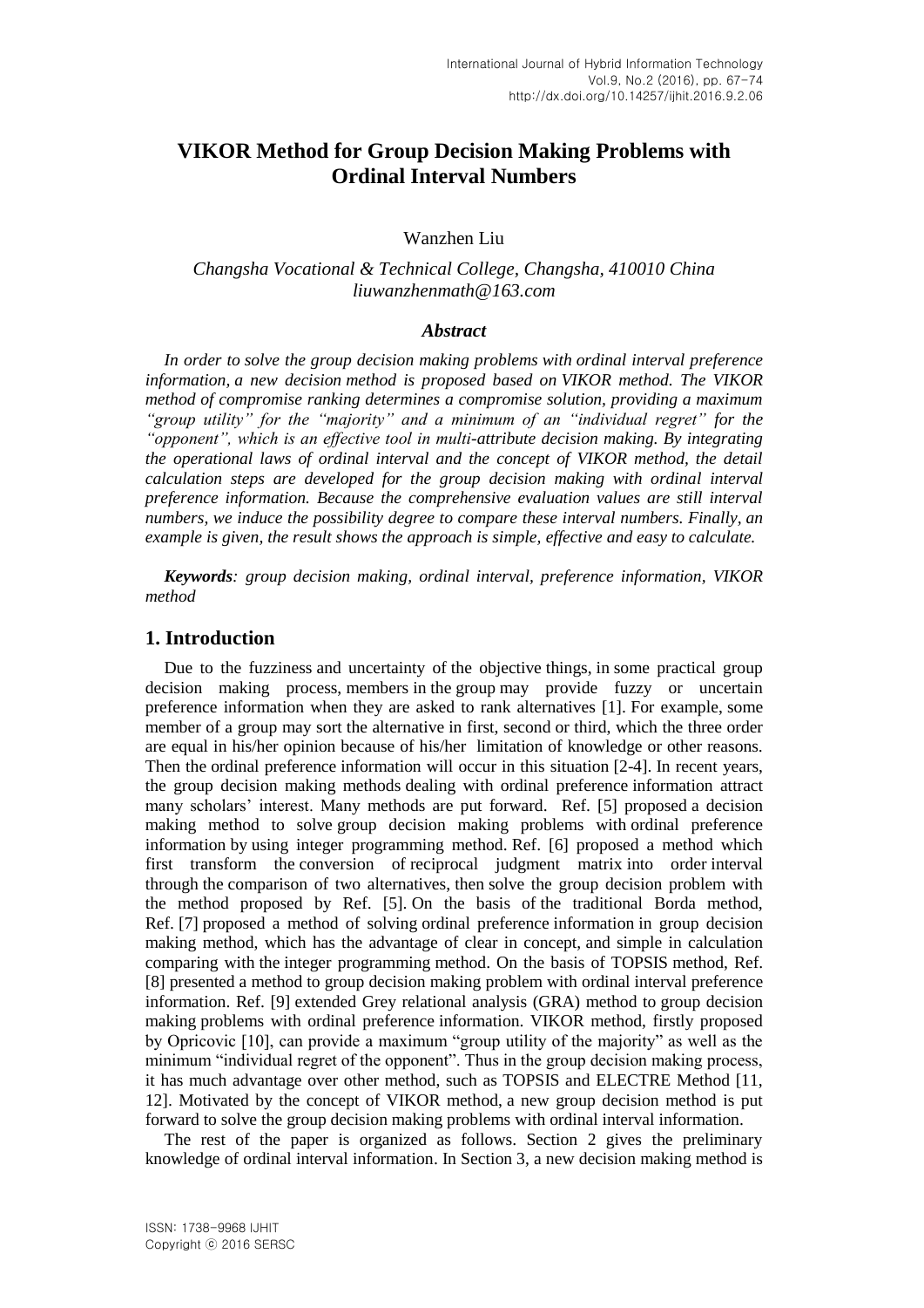# VIKOR Method for Group Decision Making Problems with Ordinal Interval Numbers

Wanzhen Liu

*Changsha Vocational & Technical College, Changsha, 410010 China*
*liuwanzhenmath@163.com*

### *Abstract*

*In order to solve the group decision making problems with ordinal interval preference information, a new decision method is proposed based on VIKOR method. The VIKOR method of compromise ranking determines a compromise solution, providing a maximum "group utility" for the "majority" and a minimum of an "individual regret" for the "opponent", which is an effective tool in multi-attribute decision making. By integrating the operational laws of ordinal interval and the concept of VIKOR method, the detail calculation steps are developed for the group decision making with ordinal interval preference information. Because the comprehensive evaluation values are still interval numbers, we induce the possibility degree to compare these interval numbers. Finally, an example is given, the result shows the approach is simple, effective and easy to calculate.*

***Keywords****: group decision making, ordinal interval, preference information, VIKOR method*

## 1. Introduction

Due to the fuzziness and uncertainty of the objective things, in some practical group decision making process, members in the group may provide fuzzy or uncertain preference information when they are asked to rank alternatives [1]. For example, some member of a group may sort the alternative in first, second or third, which the three order are equal in his/her opinion because of his/her limitation of knowledge or other reasons. Then the ordinal preference information will occur in this situation [2-4]. In recent years, the group decision making methods dealing with ordinal preference information attract many scholars' interest. Many methods are put forward. Ref. [5] proposed a decision making method to solve group decision making problems with ordinal preference information by using integer programming method. Ref. [6] proposed a method which first transform the conversion of reciprocal judgment matrix into order interval through the comparison of two alternatives, then solve the group decision problem with the method proposed by Ref. [5]. On the basis of the traditional Borda method, Ref. [7] proposed a method of solving ordinal preference information in group decision making method, which has the advantage of clear in concept, and simple in calculation comparing with the integer programming method. On the basis of TOPSIS method, Ref. [8] presented a method to group decision making problem with ordinal interval preference information. Ref. [9] extended Grey relational analysis (GRA) method to group decision making problems with ordinal preference information. VIKOR method, firstly proposed by Opricovic [10], can provide a maximum "group utility of the majority" as well as the minimum "individual regret of the opponent". Thus in the group decision making process, it has much advantage over other method, such as TOPSIS and ELECTRE Method [11, 12]. Motivated by the concept of VIKOR method, a new group decision method is put forward to solve the group decision making problems with ordinal interval information.

The rest of the paper is organized as follows. Section 2 gives the preliminary knowledge of ordinal interval information. In Section 3, a new decision making method is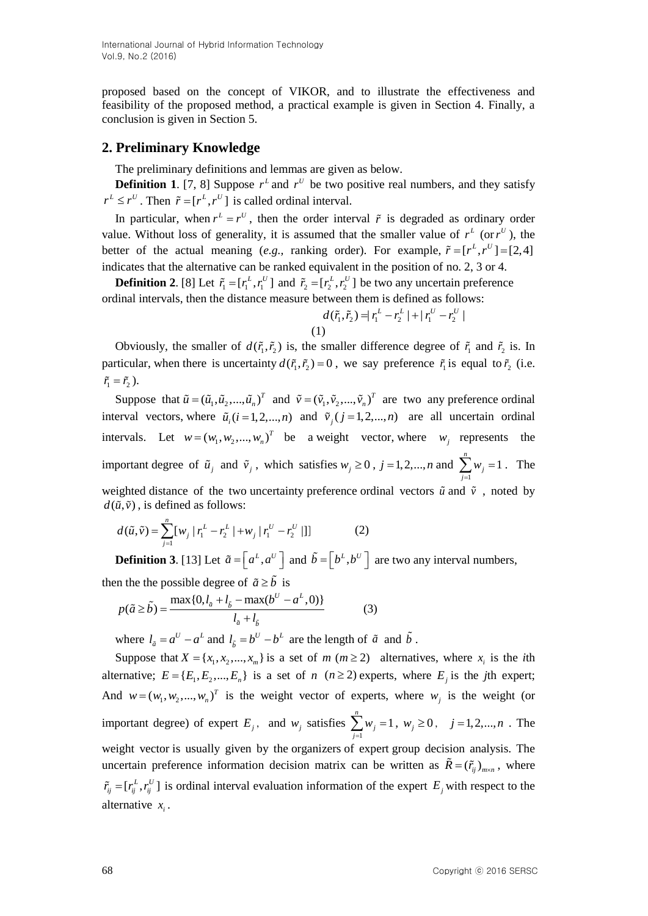proposed based on the concept of VIKOR, and to illustrate the effectiveness and feasibility of the proposed method, a practical example is given in Section 4. Finally, a conclusion is given in Section 5.

## 2. Preliminary Knowledge

The preliminary definitions and lemmas are given as below.

**Definition 1**. [7, 8] Suppose $r^L$ and $r^U$ be two positive real numbers, and they satisfy $r^L \le r^U$. Then $\tilde{r} = [r^L, r^U]$ is called ordinal interval.

In particular, when $r^L = r^U$, then the order interval $\tilde{r}$ is degraded as ordinary order value. Without loss of generality, it is assumed that the smaller value of $r^L$ (or $r^U$), the better of the actual meaning (*e.g.*, ranking order). For example, $\tilde{r} = [r^L, r^U] = [2,4]$ indicates that the alternative can be ranked equivalent in the position of no. 2, 3 or 4.

**Definition 2**. [8] Let $\tilde{r}_1 = [r_1^L, r_1^U]$ and $\tilde{r}_2 = [r_2^L, r_2^U]$ be two any uncertain preference ordinal intervals, then the distance measure between them is defined as follows:

$$d(\tilde{r}_1, \tilde{r}_2) = | r_1^L - r_2^L | + | r_1^U - r_2^U | \tag{1}$$

Obviously, the smaller of $d(\tilde{r}_1, \tilde{r}_2)$ is, the smaller difference degree of $\tilde{r}_1$ and $\tilde{r}_2$ is. In particular, when there is uncertainty $d(\tilde{r}_1, \tilde{r}_2) = 0$, we say preference $\tilde{r}_1$ is equal to $\tilde{r}_2$ (i.e. $\tilde{r}_1 = \tilde{r}_2$).

Suppose that $\tilde{u} = (\tilde{u}_1, \tilde{u}_2, ..., \tilde{u}_n)^T$ and $\tilde{v} = (\tilde{v}_1, \tilde{v}_2, ..., \tilde{v}_n)^T$ are two any preference ordinal interval vectors, where $\tilde{u}_i (i = 1,2,...,n)$ and $\tilde{v}_j (j = 1,2,...,n)$ are all uncertain ordinal intervals. Let $w = (w_1, w_2, ..., w_n)^T$ be a weight vector, where $w_j$ represents the important degree of $\tilde{u}_j$ and $\tilde{v}_j$, which satisfies $w_j \ge 0$, $j = 1,2,...,n$ and $\sum_{j=1}^{n} w_j = 1$. The weighted distance of the two uncertainty preference ordinal vectors $\tilde{u}$ and $\tilde{v}$, noted by $d(\tilde{u}, \tilde{v})$, is defined as follows:

$$d(\tilde{u}, \tilde{v}) = \sum_{j=1}^{n} [w_j | r_1^L - r_2^L | + w_j | r_1^U - r_2^U |]] \tag{2}$$

**Definition 3**. [13] Let $\tilde{a} = \left[a^L, a^U\right]$ and $\tilde{b} = \left[b^L, b^U\right]$ are two any interval numbers, then the the possible degree of $\tilde{a} \ge \tilde{b}$ is

$$p(\tilde{a} \ge \tilde{b}) = \frac{\max\{0, l_{\tilde{a}} + l_{\tilde{b}} - \max(b^U - a^L, 0)\}}{l_{\tilde{a}} + l_{\tilde{b}}} \tag{3}$$

where $l_{\tilde{a}} = a^U - a^L$ and $l_{\tilde{b}} = b^U - b^L$ are the length of $\tilde{a}$ and $\tilde{b}$.

Suppose that $X = \{x_1, x_2, ..., x_m\}$ is a set of $m$ $(m \ge 2)$ alternatives, where $x_i$ is the *i*th alternative; $E = \{E_1, E_2, ..., E_n\}$ is a set of $n$ $(n \ge 2)$ experts, where $E_j$ is the *j*th expert; And $w = (w_1, w_2, ..., w_n)^T$ is the weight vector of experts, where $w_j$ is the weight (or important degree) of expert $E_j$, and $w_j$ satisfies $\sum_{j=1}^{n} w_j = 1$, $w_j \ge 0$, $j = 1,2,...,n$. The weight vector is usually given by the organizers of expert group decision analysis. The uncertain preference information decision matrix can be written as $\tilde{R} = (\tilde{r}_{ij})_{m \times n}$, where $\tilde{r}_{ij} = [r_{ij}^L, r_{ij}^U]$ is ordinal interval evaluation information of the expert $E_j$ with respect to the alternative $x_i$.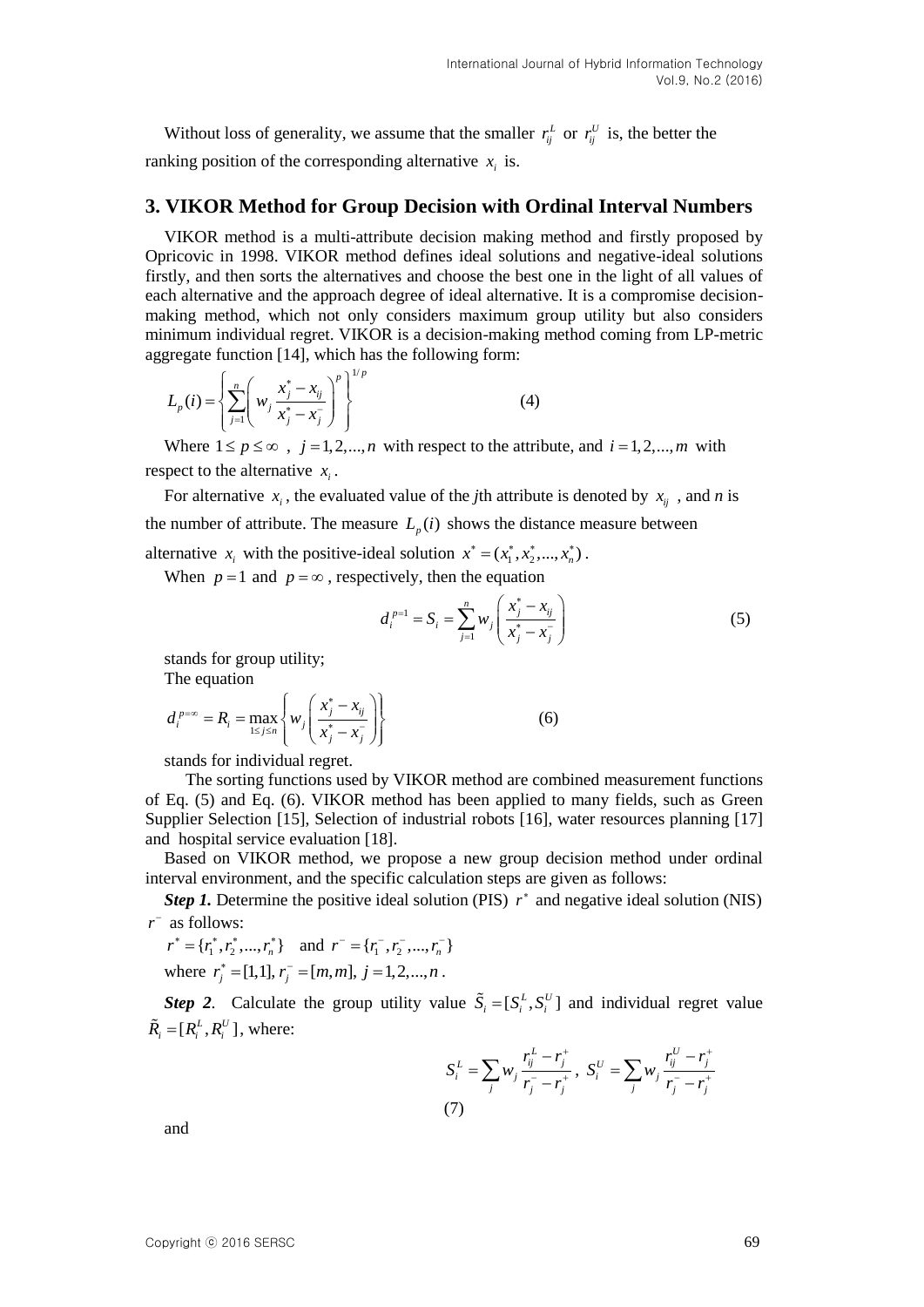Without loss of generality, we assume that the smaller $r_{ij}^L$ or $r_{ij}^U$ is, the better the ranking position of the corresponding alternative $x_i$ is.

## 3. VIKOR Method for Group Decision with Ordinal Interval Numbers

VIKOR method is a multi-attribute decision making method and firstly proposed by Opricovic in 1998. VIKOR method defines ideal solutions and negative-ideal solutions firstly, and then sorts the alternatives and choose the best one in the light of all values of each alternative and the approach degree of ideal alternative. It is a compromise decision-making method, which not only considers maximum group utility but also considers minimum individual regret. VIKOR is a decision-making method coming from LP-metric aggregate function [14], which has the following form:

$$L_p(i) = \left\{ \sum_{j=1}^{n} \left( w_j \frac{x_j^* - x_{ij}}{x_j^* - x_j^-} \right)^p \right\}^{1/p} \tag{4}$$

Where $1 \le p \le \infty$ , $j = 1, 2, ..., n$ with respect to the attribute, and $i = 1, 2, ..., m$ with respect to the alternative $x_i$.

For alternative $x_i$, the evaluated value of the *j*th attribute is denoted by $x_{ij}$ , and *n* is the number of attribute. The measure $L_p(i)$ shows the distance measure between alternative $x_i$ with the positive-ideal solution $x^* = (x_1^*, x_2^*, ..., x_n^*)$.

When $p = 1$ and $p = \infty$ , respectively, then the equation

$$d_i^{p=1} = S_i = \sum_{j=1}^{n} w_j \left( \frac{x_j^* - x_{ij}}{x_j^* - x_j^-} \right) \tag{5}$$

stands for group utility;

The equation

$$d_i^{p=\infty} = R_i = \max_{1 \le j \le n} \left\{ w_j \left( \frac{x_j^* - x_{ij}}{x_j^* - x_j^-} \right) \right\} \tag{6}$$

stands for individual regret.

The sorting functions used by VIKOR method are combined measurement functions of Eq. (5) and Eq. (6). VIKOR method has been applied to many fields, such as Green Supplier Selection [15], Selection of industrial robots [16], water resources planning [17] and hospital service evaluation [18].

Based on VIKOR method, we propose a new group decision method under ordinal interval environment, and the specific calculation steps are given as follows:

***Step 1.*** Determine the positive ideal solution (PIS) $r^*$ and negative ideal solution (NIS) $r^-$ as follows:

$r^* = \{r_1^*, r_2^*, ..., r_n^*\}$ and $r^- = \{r_1^-, r_2^-, ..., r_n^-\}$

where $r_j^* = [1,1], r_j^- = [m,m], j = 1, 2, ..., n$.

***Step 2***. Calculate the group utility value $\tilde{S}_i = [S_i^L, S_i^U]$ and individual regret value $\tilde{R}_i = [R_i^L, R_i^U]$, where:

$$S_i^L = \sum_j w_j \frac{r_{ij}^L - r_j^+}{r_j^- - r_j^+}, \; S_i^U = \sum_j w_j \frac{r_{ij}^U - r_j^+}{r_j^- - r_j^+} \tag{7}$$

and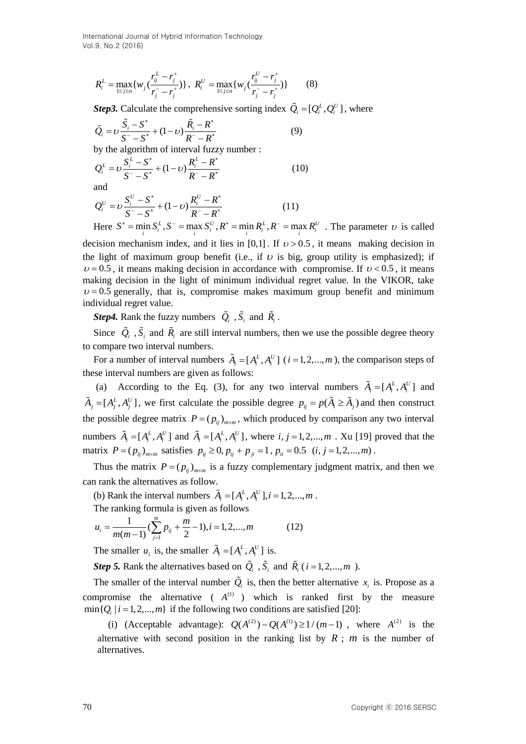$$R_i^L = \max_{1\le j\le n}\{w_j(\frac{r_{ij}^L - r_j^+}{r_j^- - r_j^+})\},\ R_i^U = \max_{1\le j\le n}\{w_j(\frac{r_{ij}^U - r_j^+}{r_j^- - r_j^+})\} \qquad (8)$$

***Step3.*** Calculate the comprehensive sorting index $\tilde{Q}_i = [Q_i^L, Q_i^U]$, where

$$\tilde{Q}_i = \upsilon \frac{\tilde{S}_i - S^*}{S^- - S^*} + (1-\upsilon)\frac{\tilde{R}_i - R^*}{R^- - R^*} \qquad (9)$$

by the algorithm of interval fuzzy number :

$$Q_i^L = \upsilon \frac{S_i^L - S^*}{S^- - S^*} + (1-\upsilon)\frac{R_i^L - R^*}{R^- - R^*} \qquad (10)$$

and

$$Q_i^U = \upsilon \frac{S_i^U - S^*}{S^- - S^*} + (1-\upsilon)\frac{R_i^U - R^*}{R^- - R^*} \qquad (11)$$

Here $S^* = \min_i S_i^L, S^- = \max_i S_i^U, R^* = \min_i R_i^L, R^- = \max_i R_i^U$ . The parameter $\upsilon$ is called decision mechanism index, and it lies in $[0,1]$. If $\upsilon > 0.5$, it means making decision in the light of maximum group benefit (i.e., if $\upsilon$ is big, group utility is emphasized); if $\upsilon = 0.5$, it means making decision in accordance with compromise. If $\upsilon < 0.5$, it means making decision in the light of minimum individual regret value. In the VIKOR, take $\upsilon = 0.5$ generally, that is, compromise makes maximum group benefit and minimum individual regret value.

***Step4.*** Rank the fuzzy numbers $\tilde{Q}_i$ , $\tilde{S}_i$ and $\tilde{R}_i$ .

Since $\tilde{Q}_i$ , $\tilde{S}_i$ and $\tilde{R}_i$ are still interval numbers, then we use the possible degree theory to compare two interval numbers.

For a number of interval numbers $\tilde{A}_i = [A_i^L, A_i^U]$ ( $i = 1,2,...,m$ ), the comparison steps of these interval numbers are given as follows:

(a) According to the Eq. (3), for any two interval numbers $\tilde{A}_i = [A_i^L, A_i^U]$ and $\tilde{A}_j = [A_j^L, A_j^U]$, we first calculate the possible degree $p_{ij} = p(\tilde{A}_i \ge \tilde{A}_j)$ and then construct the possible degree matrix $P = (p_{ij})_{m\times m}$, which produced by comparison any two interval numbers $\tilde{A}_i = [A_i^L, A_i^U]$ and $\tilde{A}_i = [A_i^L, A_i^U]$, where $i, j = 1,2,...,m$ . Xu [19] proved that the matrix $P = (p_{ij})_{m\times m}$ satisfies $p_{ij} \ge 0, p_{ij} + p_{ji} = 1$, $p_{ii} = 0.5 \ (i, j = 1,2,...,m)$.

Thus the matrix $P = (p_{ij})_{m\times m}$ is a fuzzy complementary judgment matrix, and then we can rank the alternatives as follow.

(b) Rank the interval numbers $\tilde{A}_i = [A_i^L, A_i^U], i = 1,2,...,m$ .

The ranking formula is given as follows

$$u_i = \frac{1}{m(m-1)}(\sum_{j=1}^{m} p_{ij} + \frac{m}{2} - 1), i = 1,2,...,m \qquad (12)$$

The smaller $u_i$ is, the smaller $\tilde{A}_i = [A_i^L, A_i^U]$ is.

***Step 5.*** Rank the alternatives based on $\tilde{Q}_i$ , $\tilde{S}_i$ and $\tilde{R}_i$ ( $i = 1,2,...,m$ ).

The smaller of the interval number $\tilde{Q}_i$ is, then the better alternative $x_i$ is. Propose as a compromise the alternative ( $A^{(1)}$ ) which is ranked first by the measure $\min\{Q_i \mid i = 1,2,...,m\}$ if the following two conditions are satisfied [20]:

(i) (Acceptable advantage): $Q(A^{(2)}) - Q(A^{(1)}) \ge 1/(m-1)$ , where $A^{(2)}$ is the alternative with second position in the ranking list by $R$ ; $m$ is the number of alternatives.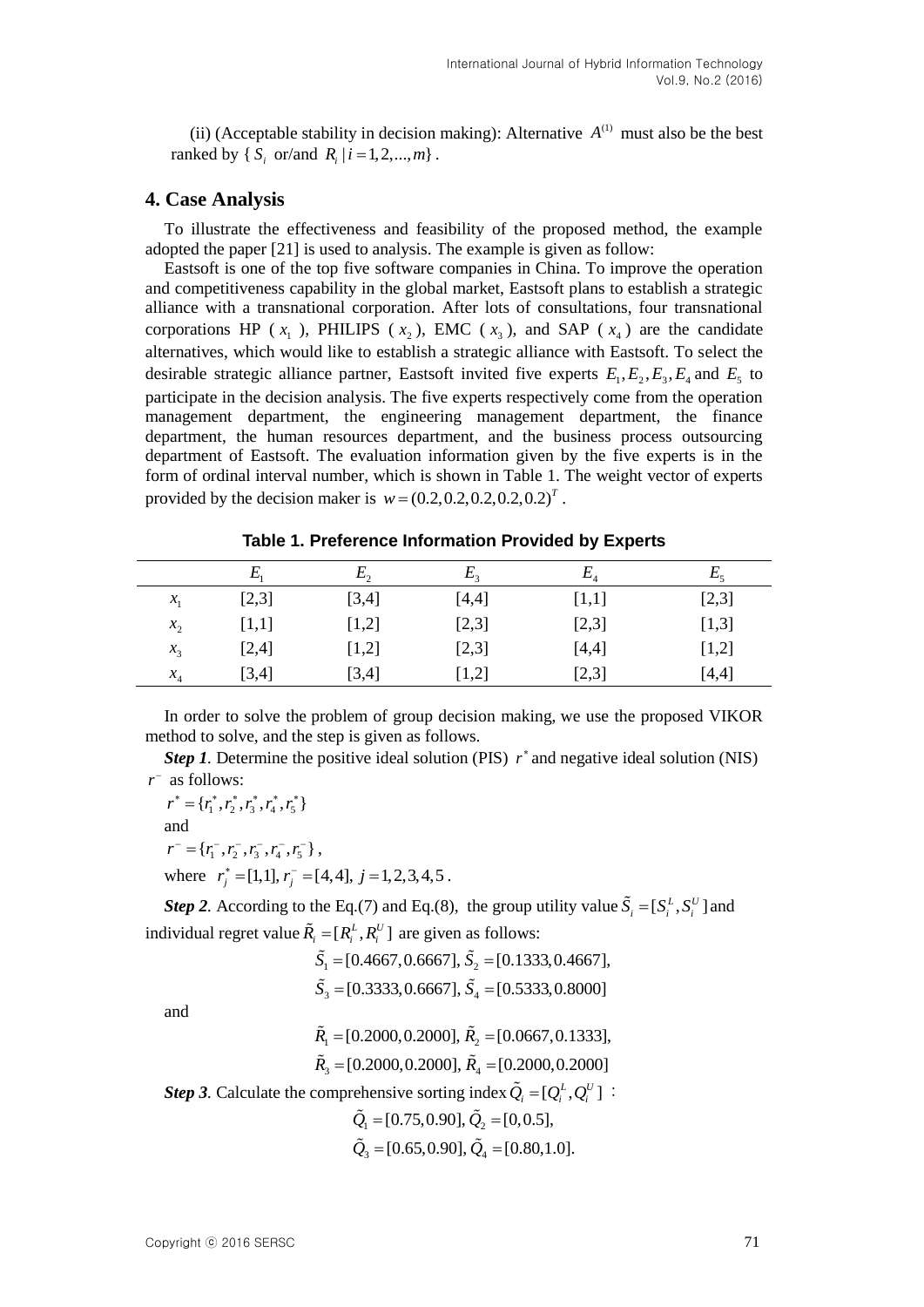(ii) (Acceptable stability in decision making): Alternative $A^{(1)}$ must also be the best ranked by $\{S_i$ or/and $R_i \mid i = 1, 2, ..., m\}$.

## 4. Case Analysis

To illustrate the effectiveness and feasibility of the proposed method, the example adopted the paper [21] is used to analysis. The example is given as follow:

Eastsoft is one of the top five software companies in China. To improve the operation and competitiveness capability in the global market, Eastsoft plans to establish a strategic alliance with a transnational corporation. After lots of consultations, four transnational corporations HP ( $x_1$ ), PHILIPS ( $x_2$ ), EMC ( $x_3$ ), and SAP ( $x_4$ ) are the candidate alternatives, which would like to establish a strategic alliance with Eastsoft. To select the desirable strategic alliance partner, Eastsoft invited five experts $E_1, E_2, E_3, E_4$ and $E_5$ to participate in the decision analysis. The five experts respectively come from the operation management department, the engineering management department, the finance department, the human resources department, and the business process outsourcing department of Eastsoft. The evaluation information given by the five experts is in the form of ordinal interval number, which is shown in Table 1. The weight vector of experts provided by the decision maker is $w = (0.2, 0.2, 0.2, 0.2, 0.2)^T$.

**Table 1. Preference Information Provided by Experts**

| | $E_1$ | $E_2$ | $E_3$ | $E_4$ | $E_5$ |
|---|---|---|---|---|---|
| $x_1$ | [2,3] | [3,4] | [4,4] | [1,1] | [2,3] |
| $x_2$ | [1,1] | [1,2] | [2,3] | [2,3] | [1,3] |
| $x_3$ | [2,4] | [1,2] | [2,3] | [4,4] | [1,2] |
| $x_4$ | [3,4] | [3,4] | [1,2] | [2,3] | [4,4] |

In order to solve the problem of group decision making, we use the proposed VIKOR method to solve, and the step is given as follows.

***Step 1***. Determine the positive ideal solution (PIS) $r^*$ and negative ideal solution (NIS) $r^-$ as follows:

$r^* = \{r_1^*, r_2^*, r_3^*, r_4^*, r_5^*\}$

and

$r^- = \{r_1^-, r_2^-, r_3^-, r_4^-, r_5^-\}$,

where $r_j^* = [1,1],\ r_j^- = [4,4],\ j = 1, 2, 3, 4, 5$.

***Step 2***. According to the Eq.(7) and Eq.(8), the group utility value $\tilde{S}_i = [S_i^L, S_i^U]$ and individual regret value $\tilde{R}_i = [R_i^L, R_i^U]$ are given as follows:

$$\tilde{S}_1 = [0.4667, 0.6667],\ \tilde{S}_2 = [0.1333, 0.4667],$$

$$\tilde{S}_3 = [0.3333, 0.6667],\ \tilde{S}_4 = [0.5333, 0.8000]$$

and

$$\tilde{R}_1 = [0.2000, 0.2000],\ \tilde{R}_2 = [0.0667, 0.1333],$$

$$\tilde{R}_3 = [0.2000, 0.2000],\ \tilde{R}_4 = [0.2000, 0.2000]$$

***Step 3***. Calculate the comprehensive sorting index $\tilde{Q}_i = [Q_i^L, Q_i^U]$ :

$$\tilde{Q}_1 = [0.75, 0.90],\ \tilde{Q}_2 = [0, 0.5],$$

$$\tilde{Q}_3 = [0.65, 0.90],\ \tilde{Q}_4 = [0.80, 1.0].$$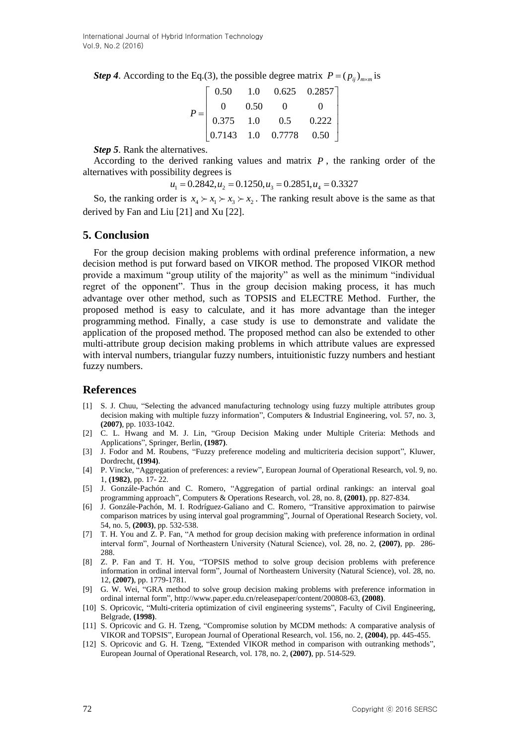***Step 4***. According to the Eq.(3), the possible degree matrix $P = (p_{ij})_{m\times m}$ is

$$P = \begin{bmatrix} 0.50 & 1.0 & 0.625 & 0.2857 \\ 0 & 0.50 & 0 & 0 \\ 0.375 & 1.0 & 0.5 & 0.222 \\ 0.7143 & 1.0 & 0.7778 & 0.50 \end{bmatrix}$$

***Step 5***. Rank the alternatives.

According to the derived ranking values and matrix $P$, the ranking order of the alternatives with possibility degrees is

$$u_1 = 0.2842, u_2 = 0.1250, u_3 = 0.2851, u_4 = 0.3327$$

So, the ranking order is $x_4 \succ x_1 \succ x_3 \succ x_2$. The ranking result above is the same as that derived by Fan and Liu [21] and Xu [22].

## 5. Conclusion

For the group decision making problems with ordinal preference information, a new decision method is put forward based on VIKOR method. The proposed VIKOR method provide a maximum "group utility of the majority" as well as the minimum "individual regret of the opponent". Thus in the group decision making process, it has much advantage over other method, such as TOPSIS and ELECTRE Method. Further, the proposed method is easy to calculate, and it has more advantage than the integer programming method. Finally, a case study is use to demonstrate and validate the application of the proposed method. The proposed method can also be extended to other multi-attribute group decision making problems in which attribute values are expressed with interval numbers, triangular fuzzy numbers, intuitionistic fuzzy numbers and hestiant fuzzy numbers.

## References

[1] S. J. Chuu, "Selecting the advanced manufacturing technology using fuzzy multiple attributes group decision making with multiple fuzzy information", Computers & Industrial Engineering, vol. 57, no. 3, **(2007)**, pp. 1033-1042.

[2] C. L. Hwang and M. J. Lin, "Group Decision Making under Multiple Criteria: Methods and Applications", Springer, Berlin, **(1987)**.

[3] J. Fodor and M. Roubens, "Fuzzy preference modeling and multicriteria decision support", Kluwer, Dordrecht, **(1994)**.

[4] P. Vincke, "Aggregation of preferences: a review", European Journal of Operational Research, vol. 9, no. 1, **(1982)**, pp. 17- 22.

[5] J. Gonzále-Pachón and C. Romero, "Aggregation of partial ordinal rankings: an interval goal programming approach", Computers & Operations Research, vol. 28, no. 8, **(2001)**, pp. 827-834.

[6] J. Gonzále-Pachón, M. I. Rodríguez-Galiano and C. Romero, "Transitive approximation to pairwise comparison matrices by using interval goal programming", Journal of Operational Research Society, vol. 54, no. 5, **(2003)**, pp. 532-538.

[7] T. H. You and Z. P. Fan, "A method for group decision making with preference information in ordinal interval form", Journal of Northeastern University (Natural Science), vol. 28, no. 2, **(2007)**, pp. 286-288.

[8] Z. P. Fan and T. H. You, "TOPSIS method to solve group decision problems with preference information in ordinal interval form", Journal of Northeastern University (Natural Science), vol. 28, no. 12, **(2007)**, pp. 1779-1781.

[9] G. W. Wei, "GRA method to solve group decision making problems with preference information in ordinal internal form", http://www.paper.edu.cn/releasepaper/content/200808-63, **(2008)**.

[10] S. Opricovic, "Multi-criteria optimization of civil engineering systems", Faculty of Civil Engineering, Belgrade, **(1998)**.

[11] S. Opricovic and G. H. Tzeng, "Compromise solution by MCDM methods: A comparative analysis of VIKOR and TOPSIS", European Journal of Operational Research, vol. 156, no. 2, **(2004)**, pp. 445-455.

[12] S. Opricovic and G. H. Tzeng, "Extended VIKOR method in comparison with outranking methods", European Journal of Operational Research, vol. 178, no. 2, **(2007)**, pp. 514-529.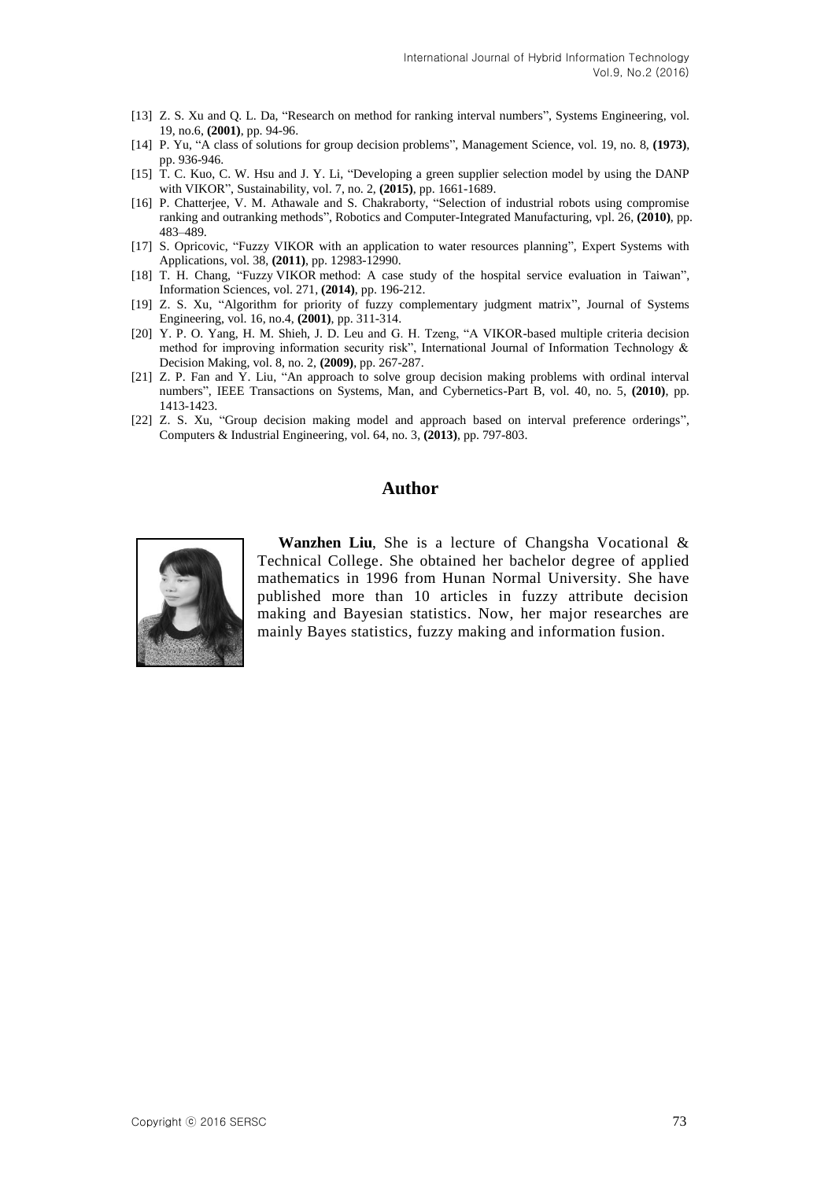[13] Z. S. Xu and Q. L. Da, "Research on method for ranking interval numbers", Systems Engineering, vol. 19, no.6, **(2001)**, pp. 94-96.

[14] P. Yu, "A class of solutions for group decision problems", Management Science, vol. 19, no. 8, **(1973)**, pp. 936-946.

[15] T. C. Kuo, C. W. Hsu and J. Y. Li, "Developing a green supplier selection model by using the DANP with VIKOR", Sustainability, vol. 7, no. 2, **(2015)**, pp. 1661-1689.

[16] P. Chatterjee, V. M. Athawale and S. Chakraborty, "Selection of industrial robots using compromise ranking and outranking methods", Robotics and Computer-Integrated Manufacturing, vpl. 26, **(2010)**, pp. 483–489.

[17] S. Opricovic, "Fuzzy VIKOR with an application to water resources planning", Expert Systems with Applications, vol. 38, **(2011)**, pp. 12983-12990.

[18] T. H. Chang, "Fuzzy VIKOR method: A case study of the hospital service evaluation in Taiwan", Information Sciences, vol. 271, **(2014)**, pp. 196-212.

[19] Z. S. Xu, "Algorithm for priority of fuzzy complementary judgment matrix", Journal of Systems Engineering, vol. 16, no.4, **(2001)**, pp. 311-314.

[20] Y. P. O. Yang, H. M. Shieh, J. D. Leu and G. H. Tzeng, "A VIKOR-based multiple criteria decision method for improving information security risk", International Journal of Information Technology & Decision Making, vol. 8, no. 2, **(2009)**, pp. 267-287.

[21] Z. P. Fan and Y. Liu, "An approach to solve group decision making problems with ordinal interval numbers", IEEE Transactions on Systems, Man, and Cybernetics-Part B, vol. 40, no. 5, **(2010)**, pp. 1413-1423.

[22] Z. S. Xu, "Group decision making model and approach based on interval preference orderings", Computers & Industrial Engineering, vol. 64, no. 3, **(2013)**, pp. 797-803.

## Author

**Wanzhen Liu**, She is a lecture of Changsha Vocational & Technical College. She obtained her bachelor degree of applied mathematics in 1996 from Hunan Normal University. She have published more than 10 articles in fuzzy attribute decision making and Bayesian statistics. Now, her major researches are mainly Bayes statistics, fuzzy making and information fusion.